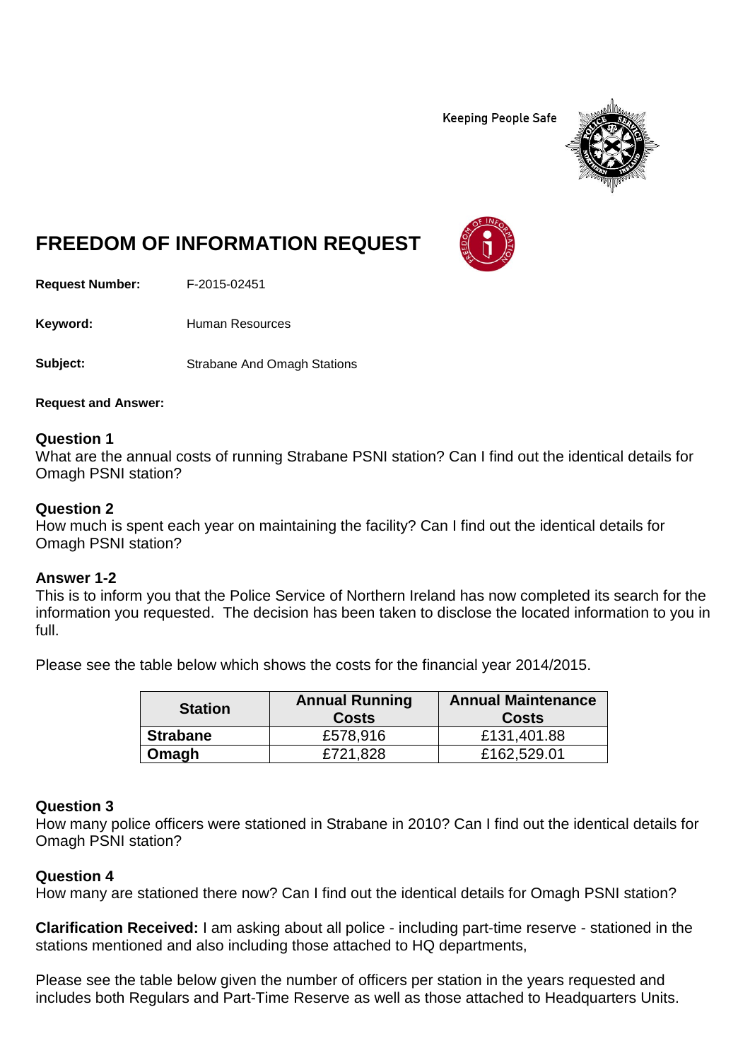Keeping People Safe

# FREEDOM OF INFORMATION REQUEST

**Request Number:** F-2015-02451

**Keyword:** Human Resources

**Subject:** Strabane And Omagh Stations

**Request and Answer:**

### Question 1
What are the annual costs of running Strabane PSNI station? Can I find out the identical details for Omagh PSNI station?

### Question 2
How much is spent each year on maintaining the facility? Can I find out the identical details for Omagh PSNI station?

### Answer 1-2
This is to inform you that the Police Service of Northern Ireland has now completed its search for the information you requested. The decision has been taken to disclose the located information to you in full.

Please see the table below which shows the costs for the financial year 2014/2015.

| Station | Annual Running Costs | Annual Maintenance Costs |
|---|---|---|
| **Strabane** | £578,916 | £131,401.88 |
| **Omagh** | £721,828 | £162,529.01 |

### Question 3
How many police officers were stationed in Strabane in 2010? Can I find out the identical details for Omagh PSNI station?

### Question 4
How many are stationed there now? Can I find out the identical details for Omagh PSNI station?

**Clarification Received:** I am asking about all police - including part-time reserve - stationed in the stations mentioned and also including those attached to HQ departments,

Please see the table below given the number of officers per station in the years requested and includes both Regulars and Part-Time Reserve as well as those attached to Headquarters Units.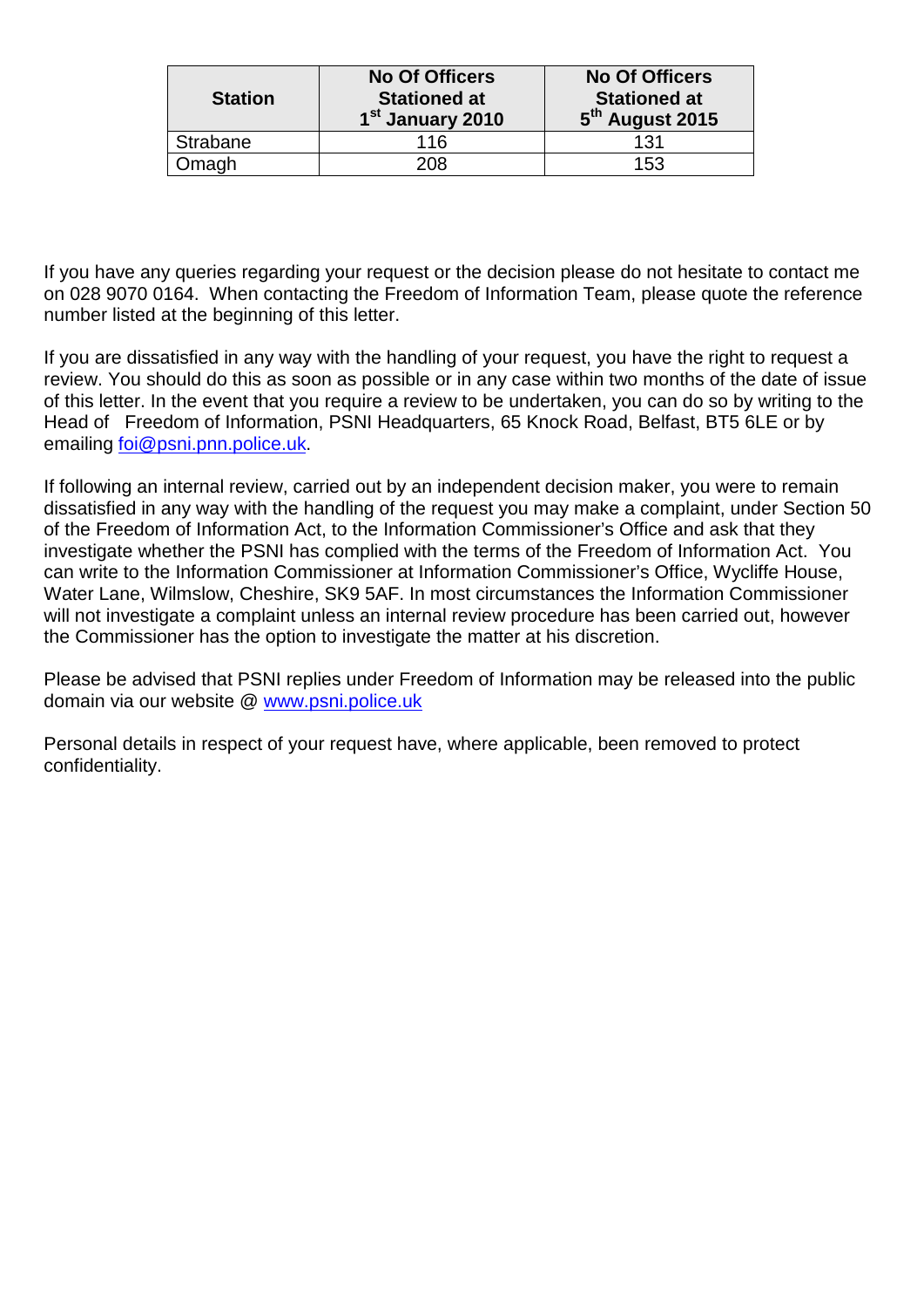| Station | No Of Officers Stationed at 1st January 2010 | No Of Officers Stationed at 5th August 2015 |
| --- | --- | --- |
| Strabane | 116 | 131 |
| Omagh | 208 | 153 |

If you have any queries regarding your request or the decision please do not hesitate to contact me on 028 9070 0164. When contacting the Freedom of Information Team, please quote the reference number listed at the beginning of this letter.

If you are dissatisfied in any way with the handling of your request, you have the right to request a review. You should do this as soon as possible or in any case within two months of the date of issue of this letter. In the event that you require a review to be undertaken, you can do so by writing to the Head of Freedom of Information, PSNI Headquarters, 65 Knock Road, Belfast, BT5 6LE or by emailing foi@psni.pnn.police.uk.

If following an internal review, carried out by an independent decision maker, you were to remain dissatisfied in any way with the handling of the request you may make a complaint, under Section 50 of the Freedom of Information Act, to the Information Commissioner's Office and ask that they investigate whether the PSNI has complied with the terms of the Freedom of Information Act. You can write to the Information Commissioner at Information Commissioner's Office, Wycliffe House, Water Lane, Wilmslow, Cheshire, SK9 5AF. In most circumstances the Information Commissioner will not investigate a complaint unless an internal review procedure has been carried out, however the Commissioner has the option to investigate the matter at his discretion.

Please be advised that PSNI replies under Freedom of Information may be released into the public domain via our website @ www.psni.police.uk

Personal details in respect of your request have, where applicable, been removed to protect confidentiality.